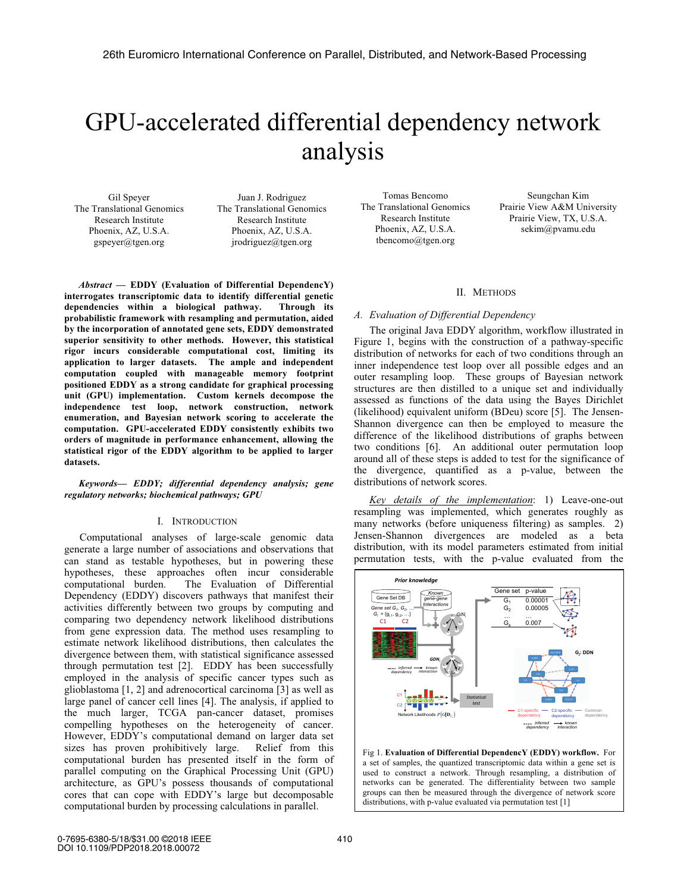# GPU-accelerated differential dependency network analysis

Gil Speyer
The Translational Genomics Research Institute
Phoenix, AZ, U.S.A.
gspeyer@tgen.org

Juan J. Rodriguez
The Translational Genomics Research Institute
Phoenix, AZ, U.S.A.
jrodriguez@tgen.org

Tomas Bencomo
The Translational Genomics Research Institute
Phoenix, AZ, U.S.A.
tbencomo@tgen.org

Seungchan Kim
Prairie View A&M University
Prairie View, TX, U.S.A.
sekim@pvamu.edu

***Abstract* — EDDY (Evaluation of Differential DependencY) interrogates transcriptomic data to identify differential genetic dependencies within a biological pathway. Through its probabilistic framework with resampling and permutation, aided by the incorporation of annotated gene sets, EDDY demonstrated superior sensitivity to other methods. However, this statistical rigor incurs considerable computational cost, limiting its application to larger datasets. The ample and independent computation coupled with manageable memory footprint positioned EDDY as a strong candidate for graphical processing unit (GPU) implementation. Custom kernels decompose the independence test loop, network construction, network enumeration, and Bayesian network scoring to accelerate the computation. GPU-accelerated EDDY consistently exhibits two orders of magnitude in performance enhancement, allowing the statistical rigor of the EDDY algorithm to be applied to larger datasets.**

***Keywords— EDDY; differential dependency analysis; gene regulatory networks; biochemical pathways; GPU***

## I. Introduction

Computational analyses of large-scale genomic data generate a large number of associations and observations that can stand as testable hypotheses, but in powering these hypotheses, these approaches often incur considerable computational burden. The Evaluation of Differential Dependency (EDDY) discovers pathways that manifest their activities differently between two groups by computing and comparing two dependency network likelihood distributions from gene expression data. The method uses resampling to estimate network likelihood distributions, then calculates the divergence between them, with statistical significance assessed through permutation test [2]. EDDY has been successfully employed in the analysis of specific cancer types such as glioblastoma [1, 2] and adrenocortical carcinoma [3] as well as large panel of cancer cell lines [4]. The analysis, if applied to the much larger, TCGA pan-cancer dataset, promises compelling hypotheses on the heterogeneity of cancer. However, EDDY's computational demand on larger data set sizes has proven prohibitively large. Relief from this computational burden has presented itself in the form of parallel computing on the Graphical Processing Unit (GPU) architecture, as GPU's possess thousands of computational cores that can cope with EDDY's large but decomposable computational burden by processing calculations in parallel.

## II. Methods

### A. Evaluation of Differential Dependency

The original Java EDDY algorithm, workflow illustrated in Figure 1, begins with the construction of a pathway-specific distribution of networks for each of two conditions through an inner independence test loop over all possible edges and an outer resampling loop. These groups of Bayesian network structures are then distilled to a unique set and individually assessed as functions of the data using the Bayes Dirichlet (likelihood) equivalent uniform (BDeu) score [5]. The Jensen-Shannon divergence can then be employed to measure the difference of the likelihood distributions of graphs between two conditions [6]. An additional outer permutation loop around all of these steps is added to test for the significance of the divergence, quantified as a p-value, between the distributions of network scores.

*Key details of the implementation*: 1) Leave-one-out resampling was implemented, which generates roughly as many networks (before uniqueness filtering) as samples. 2) Jensen-Shannon divergences are modeled as a beta distribution, with its model parameters estimated from initial permutation tests, with the p-value evaluated from the

Fig 1. **Evaluation of Differential DependencY (EDDY) workflow.** For a set of samples, the quantized transcriptomic data within a gene set is used to construct a network. Through resampling, a distribution of networks can be generated. The differentiality between two sample groups can then be measured through the divergence of network score distributions, with p-value evaluated via permutation test [1]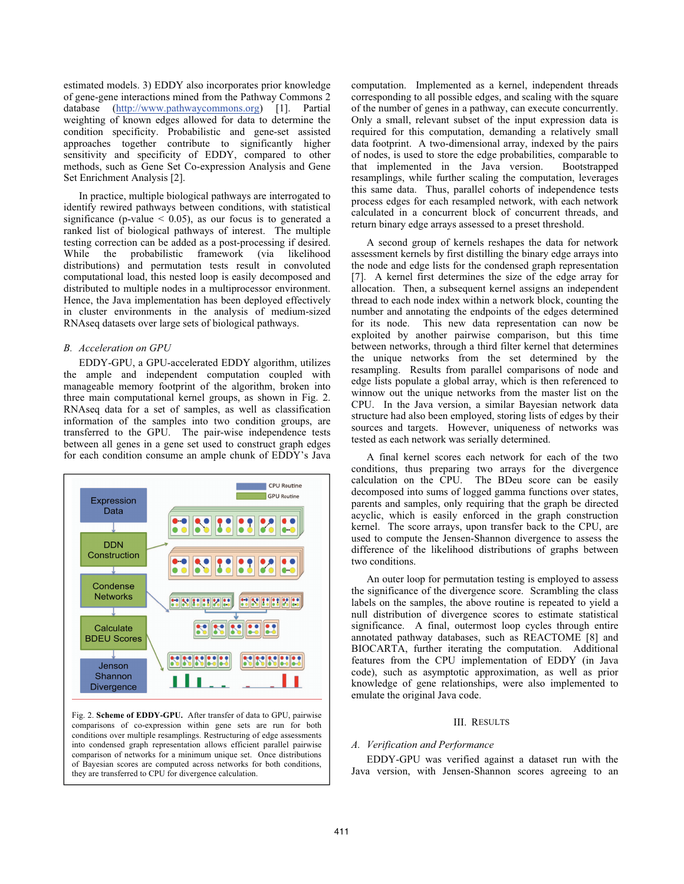estimated models. 3) EDDY also incorporates prior knowledge of gene-gene interactions mined from the Pathway Commons 2 database (http://www.pathwaycommons.org) [1]. Partial weighting of known edges allowed for data to determine the condition specificity. Probabilistic and gene-set assisted approaches together contribute to significantly higher sensitivity and specificity of EDDY, compared to other methods, such as Gene Set Co-expression Analysis and Gene Set Enrichment Analysis [2].

In practice, multiple biological pathways are interrogated to identify rewired pathways between conditions, with statistical significance (p-value < 0.05), as our focus is to generated a ranked list of biological pathways of interest. The multiple testing correction can be added as a post-processing if desired. While the probabilistic framework (via likelihood distributions) and permutation tests result in convoluted computational load, this nested loop is easily decomposed and distributed to multiple nodes in a multiprocessor environment. Hence, the Java implementation has been deployed effectively in cluster environments in the analysis of medium-sized RNAseq datasets over large sets of biological pathways.

### *B. Acceleration on GPU*

EDDY-GPU, a GPU-accelerated EDDY algorithm, utilizes the ample and independent computation coupled with manageable memory footprint of the algorithm, broken into three main computational kernel groups, as shown in Fig. 2. RNAseq data for a set of samples, as well as classification information of the samples into two condition groups, are transferred to the GPU. The pair-wise independence tests between all genes in a gene set used to construct graph edges for each condition consume an ample chunk of EDDY's Java computation. Implemented as a kernel, independent threads corresponding to all possible edges, and scaling with the square of the number of genes in a pathway, can execute concurrently. Only a small, relevant subset of the input expression data is required for this computation, demanding a relatively small data footprint. A two-dimensional array, indexed by the pairs of nodes, is used to store the edge probabilities, comparable to that implemented in the Java version. Bootstrapped resamplings, while further scaling the computation, leverages this same data. Thus, parallel cohorts of independence tests process edges for each resampled network, with each network calculated in a concurrent block of concurrent threads, and return binary edge arrays assessed to a preset threshold.

Expression Data | DDN Construction | Condense Networks | Calculate BDEU Scores | Jenson Shannon Divergence | CPU Routine | GPU Routine

Fig. 2. **Scheme of EDDY-GPU.** After transfer of data to GPU, pairwise comparisons of co-expression within gene sets are run for both conditions over multiple resamplings. Restructuring of edge assessments into condensed graph representation allows efficient parallel pairwise comparison of networks for a minimum unique set. Once distributions of Bayesian scores are computed across networks for both conditions, they are transferred to CPU for divergence calculation.

A second group of kernels reshapes the data for network assessment kernels by first distilling the binary edge arrays into the node and edge lists for the condensed graph representation [7]. A kernel first determines the size of the edge array for allocation. Then, a subsequent kernel assigns an independent thread to each node index within a network block, counting the number and annotating the endpoints of the edges determined for its node. This new data representation can now be exploited by another pairwise comparison, but this time between networks, through a third filter kernel that determines the unique networks from the set determined by the resampling. Results from parallel comparisons of node and edge lists populate a global array, which is then referenced to winnow out the unique networks from the master list on the CPU. In the Java version, a similar Bayesian network data structure had also been employed, storing lists of edges by their sources and targets. However, uniqueness of networks was tested as each network was serially determined.

A final kernel scores each network for each of the two conditions, thus preparing two arrays for the divergence calculation on the CPU. The BDeu score can be easily decomposed into sums of logged gamma functions over states, parents and samples, only requiring that the graph be directed acyclic, which is easily enforced in the graph construction kernel. The score arrays, upon transfer back to the CPU, are used to compute the Jensen-Shannon divergence to assess the difference of the likelihood distributions of graphs between two conditions.

An outer loop for permutation testing is employed to assess the significance of the divergence score. Scrambling the class labels on the samples, the above routine is repeated to yield a null distribution of divergence scores to estimate statistical significance. A final, outermost loop cycles through entire annotated pathway databases, such as REACTOME [8] and BIOCARTA, further iterating the computation. Additional features from the CPU implementation of EDDY (in Java code), such as asymptotic approximation, as well as prior knowledge of gene relationships, were also implemented to emulate the original Java code.

## III. Results

### *A. Verification and Performance*

EDDY-GPU was verified against a dataset run with the Java version, with Jensen-Shannon scores agreeing to an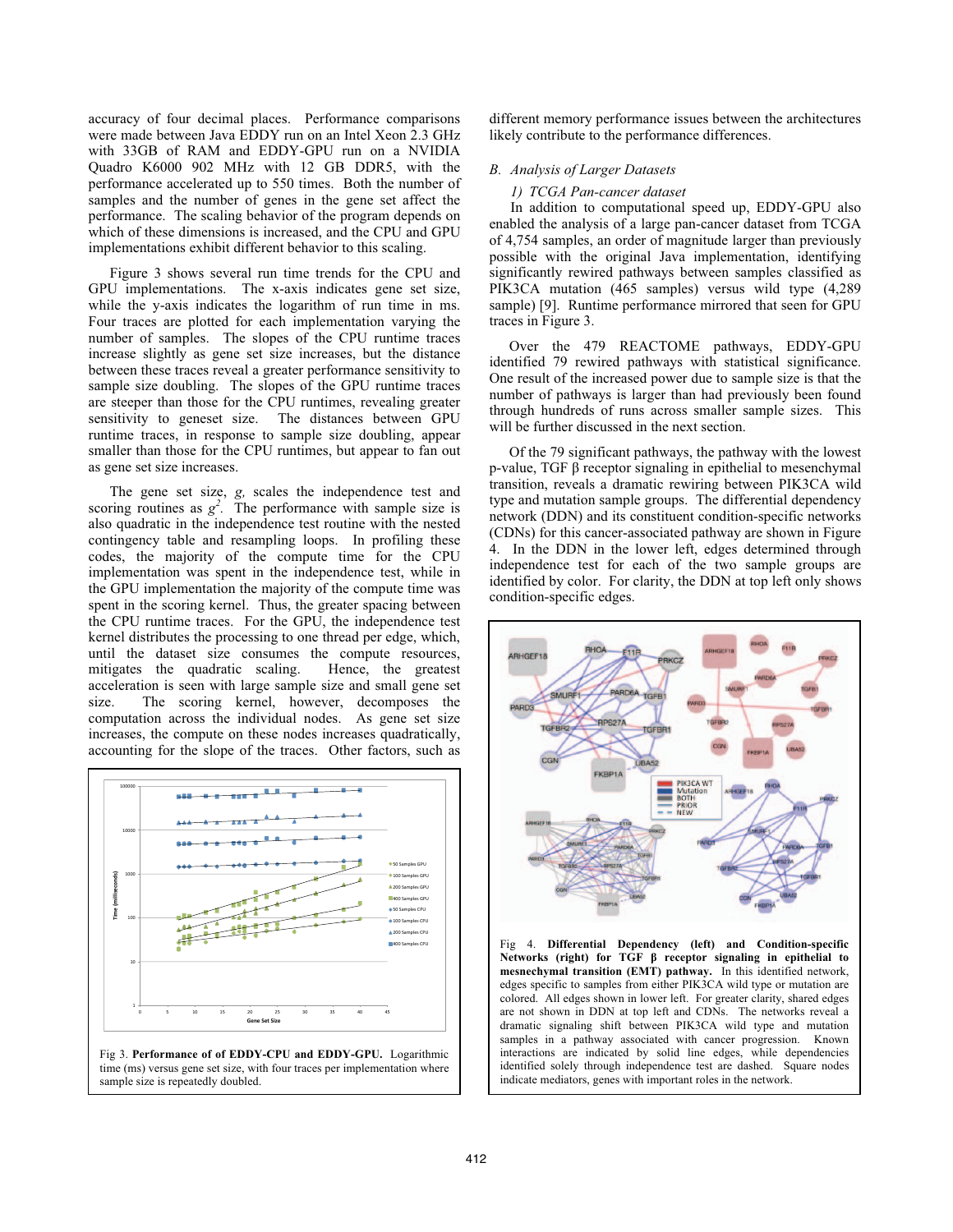accuracy of four decimal places. Performance comparisons were made between Java EDDY run on an Intel Xeon 2.3 GHz with 33GB of RAM and EDDY-GPU run on a NVIDIA Quadro K6000 902 MHz with 12 GB DDR5, with the performance accelerated up to 550 times. Both the number of samples and the number of genes in the gene set affect the performance. The scaling behavior of the program depends on which of these dimensions is increased, and the CPU and GPU implementations exhibit different behavior to this scaling.

Figure 3 shows several run time trends for the CPU and GPU implementations. The x-axis indicates gene set size, while the y-axis indicates the logarithm of run time in ms. Four traces are plotted for each implementation varying the number of samples. The slopes of the CPU runtime traces increase slightly as gene set size increases, but the distance between these traces reveal a greater performance sensitivity to sample size doubling. The slopes of the GPU runtime traces are steeper than those for the CPU runtimes, revealing greater sensitivity to geneset size. The distances between GPU runtime traces, in response to sample size doubling, appear smaller than those for the CPU runtimes, but appear to fan out as gene set size increases.

The gene set size, *g,* scales the independence test and scoring routines as $g^2$. The performance with sample size is also quadratic in the independence test routine with the nested contingency table and resampling loops. In profiling these codes, the majority of the compute time for the CPU implementation was spent in the independence test, while in the GPU implementation the majority of the compute time was spent in the scoring kernel. Thus, the greater spacing between the CPU runtime traces. For the GPU, the independence test kernel distributes the processing to one thread per edge, which, until the dataset size consumes the compute resources, mitigates the quadratic scaling. Hence, the greatest acceleration is seen with large sample size and small gene set size. The scoring kernel, however, decomposes the computation across the individual nodes. As gene set size increases, the compute on these nodes increases quadratically, accounting for the slope of the traces. Other factors, such as different memory performance issues between the architectures likely contribute to the performance differences.

Fig 3. **Performance of of EDDY-CPU and EDDY-GPU.** Logarithmic time (ms) versus gene set size, with four traces per implementation where sample size is repeatedly doubled.

### *B. Analysis of Larger Datasets*

*1) TCGA Pan-cancer dataset*

In addition to computational speed up, EDDY-GPU also enabled the analysis of a large pan-cancer dataset from TCGA of 4,754 samples, an order of magnitude larger than previously possible with the original Java implementation, identifying significantly rewired pathways between samples classified as PIK3CA mutation (465 samples) versus wild type (4,289 sample) [9]. Runtime performance mirrored that seen for GPU traces in Figure 3.

Over the 479 REACTOME pathways, EDDY-GPU identified 79 rewired pathways with statistical significance. One result of the increased power due to sample size is that the number of pathways is larger than had previously been found through hundreds of runs across smaller sample sizes. This will be further discussed in the next section.

Of the 79 significant pathways, the pathway with the lowest p-value, TGF β receptor signaling in epithelial to mesenchymal transition, reveals a dramatic rewiring between PIK3CA wild type and mutation sample groups. The differential dependency network (DDN) and its constituent condition-specific networks (CDNs) for this cancer-associated pathway are shown in Figure 4. In the DDN in the lower left, edges determined through independence test for each of the two sample groups are identified by color. For clarity, the DDN at top left only shows condition-specific edges.

Fig 4. **Differential Dependency (left) and Condition-specific Networks (right) for TGF β receptor signaling in epithelial to mesnechymal transition (EMT) pathway.** In this identified network, edges specific to samples from either PIK3CA wild type or mutation are colored. All edges shown in lower left. For greater clarity, shared edges are not shown in DDN at top left and CDNs. The networks reveal a dramatic signaling shift between PIK3CA wild type and mutation samples in a pathway associated with cancer progression. Known interactions are indicated by solid line edges, while dependencies identified solely through independence test are dashed. Square nodes indicate mediators, genes with important roles in the network.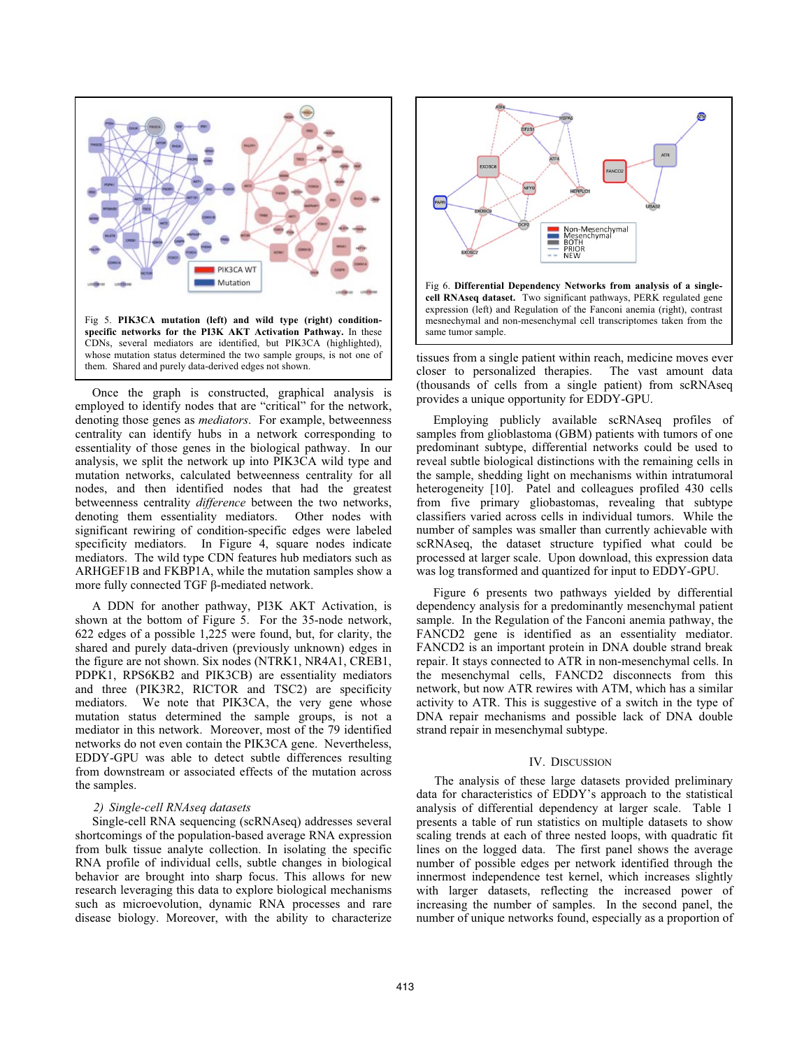Fig 5. **PIK3CA mutation (left) and wild type (right) condition-specific networks for the PI3K AKT Activation Pathway.** In these CDNs, several mediators are identified, but PIK3CA (highlighted), whose mutation status determined the two sample groups, is not one of them. Shared and purely data-derived edges not shown.

Once the graph is constructed, graphical analysis is employed to identify nodes that are "critical" for the network, denoting those genes as *mediators*. For example, betweenness centrality can identify hubs in a network corresponding to essentiality of those genes in the biological pathway. In our analysis, we split the network up into PIK3CA wild type and mutation networks, calculated betweenness centrality for all nodes, and then identified nodes that had the greatest betweenness centrality *difference* between the two networks, denoting them essentiality mediators. Other nodes with significant rewiring of condition-specific edges were labeled specificity mediators. In Figure 4, square nodes indicate mediators. The wild type CDN features hub mediators such as ARHGEF1B and FKBP1A, while the mutation samples show a more fully connected TGF β-mediated network.

A DDN for another pathway, PI3K AKT Activation, is shown at the bottom of Figure 5. For the 35-node network, 622 edges of a possible 1,225 were found, but, for clarity, the shared and purely data-driven (previously unknown) edges in the figure are not shown. Six nodes (NTRK1, NR4A1, CREB1, PDPK1, RPS6KB2 and PIK3CB) are essentiality mediators and three (PIK3R2, RICTOR and TSC2) are specificity mediators. We note that PIK3CA, the very gene whose mutation status determined the sample groups, is not a mediator in this network. Moreover, most of the 79 identified networks do not even contain the PIK3CA gene. Nevertheless, EDDY-GPU was able to detect subtle differences resulting from downstream or associated effects of the mutation across the samples.

*2) Single-cell RNAseq datasets*

Single-cell RNA sequencing (scRNAseq) addresses several shortcomings of the population-based average RNA expression from bulk tissue analyte collection. In isolating the specific RNA profile of individual cells, subtle changes in biological behavior are brought into sharp focus. This allows for new research leveraging this data to explore biological mechanisms such as microevolution, dynamic RNA processes and rare disease biology. Moreover, with the ability to characterize tissues from a single patient within reach, medicine moves ever closer to personalized therapies. The vast amount data (thousands of cells from a single patient) from scRNAseq provides a unique opportunity for EDDY-GPU.

Fig 6. **Differential Dependency Networks from analysis of a single-cell RNAseq dataset.** Two significant pathways, PERK regulated gene expression (left) and Regulation of the Fanconi anemia (right), contrast mesnechymal and non-mesenchymal cell transcriptomes taken from the same tumor sample.

Employing publicly available scRNAseq profiles of samples from glioblastoma (GBM) patients with tumors of one predominant subtype, differential networks could be used to reveal subtle biological distinctions with the remaining cells in the sample, shedding light on mechanisms within intratumoral heterogeneity [10]. Patel and colleagues profiled 430 cells from five primary gliobastomas, revealing that subtype classifiers varied across cells in individual tumors. While the number of samples was smaller than currently achievable with scRNAseq, the dataset structure typified what could be processed at larger scale. Upon download, this expression data was log transformed and quantized for input to EDDY-GPU.

Figure 6 presents two pathways yielded by differential dependency analysis for a predominantly mesenchymal patient sample. In the Regulation of the Fanconi anemia pathway, the FANCD2 gene is identified as an essentiality mediator. FANCD2 is an important protein in DNA double strand break repair. It stays connected to ATR in non-mesenchymal cells. In the mesenchymal cells, FANCD2 disconnects from this network, but now ATR rewires with ATM, which has a similar activity to ATR. This is suggestive of a switch in the type of DNA repair mechanisms and possible lack of DNA double strand repair in mesenchymal subtype.

## IV. Discussion

The analysis of these large datasets provided preliminary data for characteristics of EDDY's approach to the statistical analysis of differential dependency at larger scale. Table 1 presents a table of run statistics on multiple datasets to show scaling trends at each of three nested loops, with quadratic fit lines on the logged data. The first panel shows the average number of possible edges per network identified through the innermost independence test kernel, which increases slightly with larger datasets, reflecting the increased power of increasing the number of samples. In the second panel, the number of unique networks found, especially as a proportion of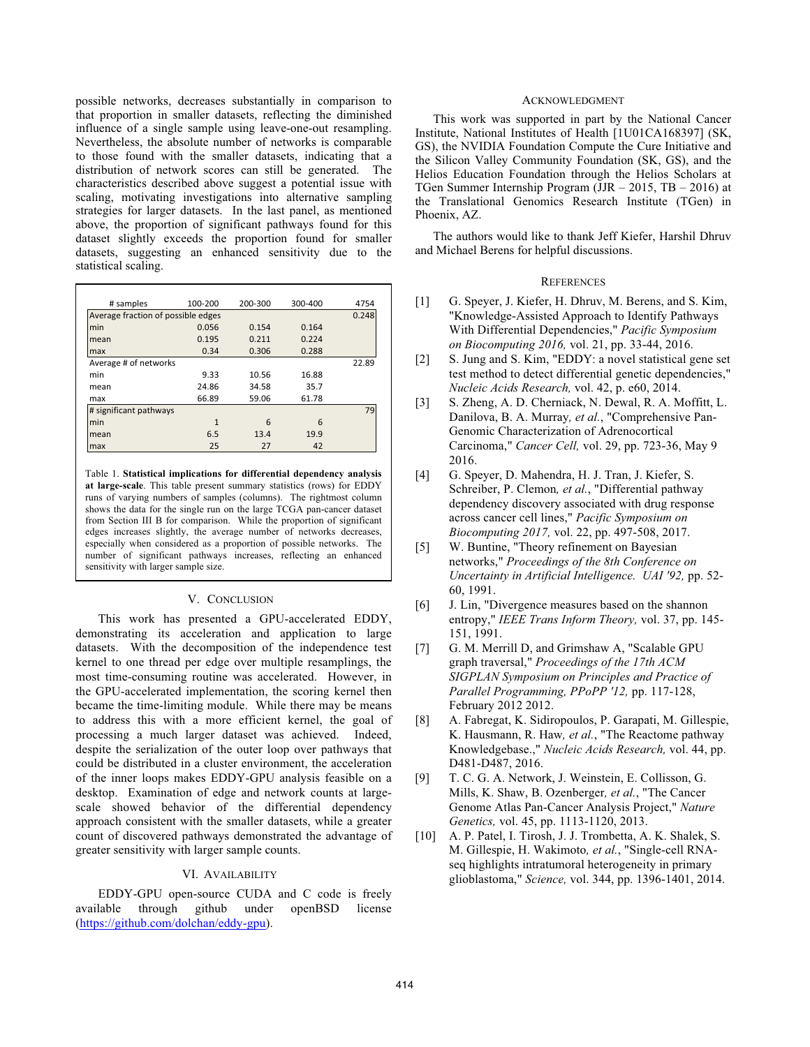possible networks, decreases substantially in comparison to that proportion in smaller datasets, reflecting the diminished influence of a single sample using leave-one-out resampling. Nevertheless, the absolute number of networks is comparable to those found with the smaller datasets, indicating that a distribution of network scores can still be generated. The characteristics described above suggest a potential issue with scaling, motivating investigations into alternative sampling strategies for larger datasets. In the last panel, as mentioned above, the proportion of significant pathways found for this dataset slightly exceeds the proportion found for smaller datasets, suggesting an enhanced sensitivity due to the statistical scaling.

| # samples | 100-200 | 200-300 | 300-400 | 4754 |
|---|---|---|---|---|
| Average fraction of possible edges | | | | 0.248 |
| min | 0.056 | 0.154 | 0.164 | |
| mean | 0.195 | 0.211 | 0.224 | |
| max | 0.34 | 0.306 | 0.288 | |
| Average # of networks | | | | 22.89 |
| min | 9.33 | 10.56 | 16.88 | |
| mean | 24.86 | 34.58 | 35.7 | |
| max | 66.89 | 59.06 | 61.78 | |
| # significant pathways | | | | 79 |
| min | 1 | 6 | 6 | |
| mean | 6.5 | 13.4 | 19.9 | |
| max | 25 | 27 | 42 | |

Table 1. **Statistical implications for differential dependency analysis at large-scale**. This table present summary statistics (rows) for EDDY runs of varying numbers of samples (columns). The rightmost column shows the data for the single run on the large TCGA pan-cancer dataset from Section III B for comparison. While the proportion of significant edges increases slightly, the average number of networks decreases, especially when considered as a proportion of possible networks. The number of significant pathways increases, reflecting an enhanced sensitivity with larger sample size.

## V. Conclusion

This work has presented a GPU-accelerated EDDY, demonstrating its acceleration and application to large datasets. With the decomposition of the independence test kernel to one thread per edge over multiple resamplings, the most time-consuming routine was accelerated. However, in the GPU-accelerated implementation, the scoring kernel then became the time-limiting module. While there may be means to address this with a more efficient kernel, the goal of processing a much larger dataset was achieved. Indeed, despite the serialization of the outer loop over pathways that could be distributed in a cluster environment, the acceleration of the inner loops makes EDDY-GPU analysis feasible on a desktop. Examination of edge and network counts at large-scale showed behavior of the differential dependency approach consistent with the smaller datasets, while a greater count of discovered pathways demonstrated the advantage of greater sensitivity with larger sample counts.

## VI. Availability

EDDY-GPU open-source CUDA and C code is freely available through github under openBSD license (https://github.com/dolchan/eddy-gpu).

## Acknowledgment

This work was supported in part by the National Cancer Institute, National Institutes of Health [1U01CA168397] (SK, GS), the NVIDIA Foundation Compute the Cure Initiative and the Silicon Valley Community Foundation (SK, GS), and the Helios Education Foundation through the Helios Scholars at TGen Summer Internship Program (JJR – 2015, TB – 2016) at the Translational Genomics Research Institute (TGen) in Phoenix, AZ.

The authors would like to thank Jeff Kiefer, Harshil Dhruv and Michael Berens for helpful discussions.

## References

[1] G. Speyer, J. Kiefer, H. Dhruv, M. Berens, and S. Kim, "Knowledge-Assisted Approach to Identify Pathways With Differential Dependencies," *Pacific Symposium on Biocomputing 2016,* vol. 21, pp. 33-44, 2016.

[2] S. Jung and S. Kim, "EDDY: a novel statistical gene set test method to detect differential genetic dependencies," *Nucleic Acids Research,* vol. 42, p. e60, 2014.

[3] S. Zheng, A. D. Cherniack, N. Dewal, R. A. Moffitt, L. Danilova, B. A. Murray*, et al.*, "Comprehensive Pan-Genomic Characterization of Adrenocortical Carcinoma," *Cancer Cell,* vol. 29, pp. 723-36, May 9 2016.

[4] G. Speyer, D. Mahendra, H. J. Tran, J. Kiefer, S. Schreiber, P. Clemon*, et al.*, "Differential pathway dependency discovery associated with drug response across cancer cell lines," *Pacific Symposium on Biocomputing 2017,* vol. 22, pp. 497-508, 2017.

[5] W. Buntine, "Theory refinement on Bayesian networks," *Proceedings of the 8th Conference on Uncertainty in Artificial Intelligence. UAI '92,* pp. 52-60, 1991.

[6] J. Lin, "Divergence measures based on the shannon entropy," *IEEE Trans Inform Theory,* vol. 37, pp. 145-151, 1991.

[7] G. M. Merrill D, and Grimshaw A, "Scalable GPU graph traversal," *Proceedings of the 17th ACM SIGPLAN Symposium on Principles and Practice of Parallel Programming, PPoPP '12,* pp. 117-128, February 2012 2012.

[8] A. Fabregat, K. Sidiropoulos, P. Garapati, M. Gillespie, K. Hausmann, R. Haw*, et al.*, "The Reactome pathway Knowledgebase.," *Nucleic Acids Research,* vol. 44, pp. D481-D487, 2016.

[9] T. C. G. A. Network, J. Weinstein, E. Collisson, G. Mills, K. Shaw, B. Ozenberger*, et al.*, "The Cancer Genome Atlas Pan-Cancer Analysis Project," *Nature Genetics,* vol. 45, pp. 1113-1120, 2013.

[10] A. P. Patel, I. Tirosh, J. J. Trombetta, A. K. Shalek, S. M. Gillespie, H. Wakimoto*, et al.*, "Single-cell RNA-seq highlights intratumoral heterogeneity in primary glioblastoma," *Science,* vol. 344, pp. 1396-1401, 2014.